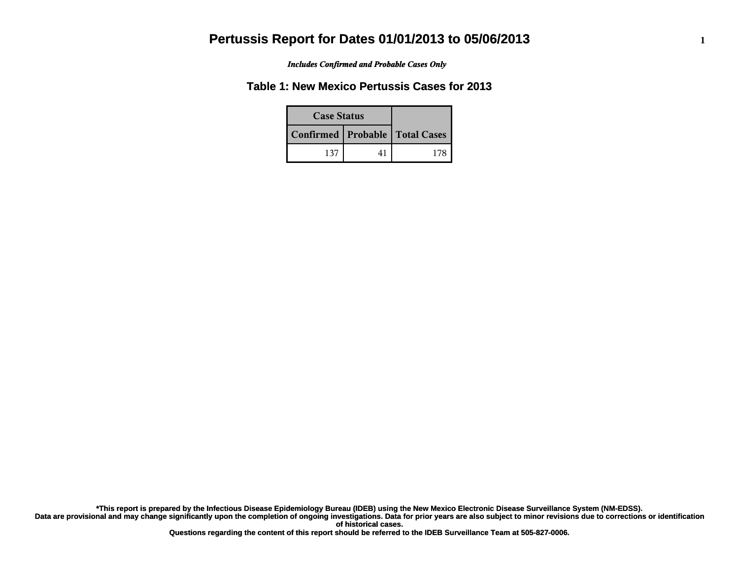# Pertussis Report for Dates 01/01/2013 to 05/06/2013

***Includes Confirmed and Probable Cases Only***

## Table 1: New Mexico Pertussis Cases for 2013

| Case Status | | Total Cases |
|---|---|---|
| Confirmed | Probable | |
| 137 | 41 | 178 |

**\*This report is prepared by the Infectious Disease Epidemiology Bureau (IDEB) using the New Mexico Electronic Disease Surveillance System (NM-EDSS).**
**Data are provisional and may change significantly upon the completion of ongoing investigations. Data for prior years are also subject to minor revisions due to corrections or identification of historical cases.**
**Questions regarding the content of this report should be referred to the IDEB Surveillance Team at 505-827-0006.**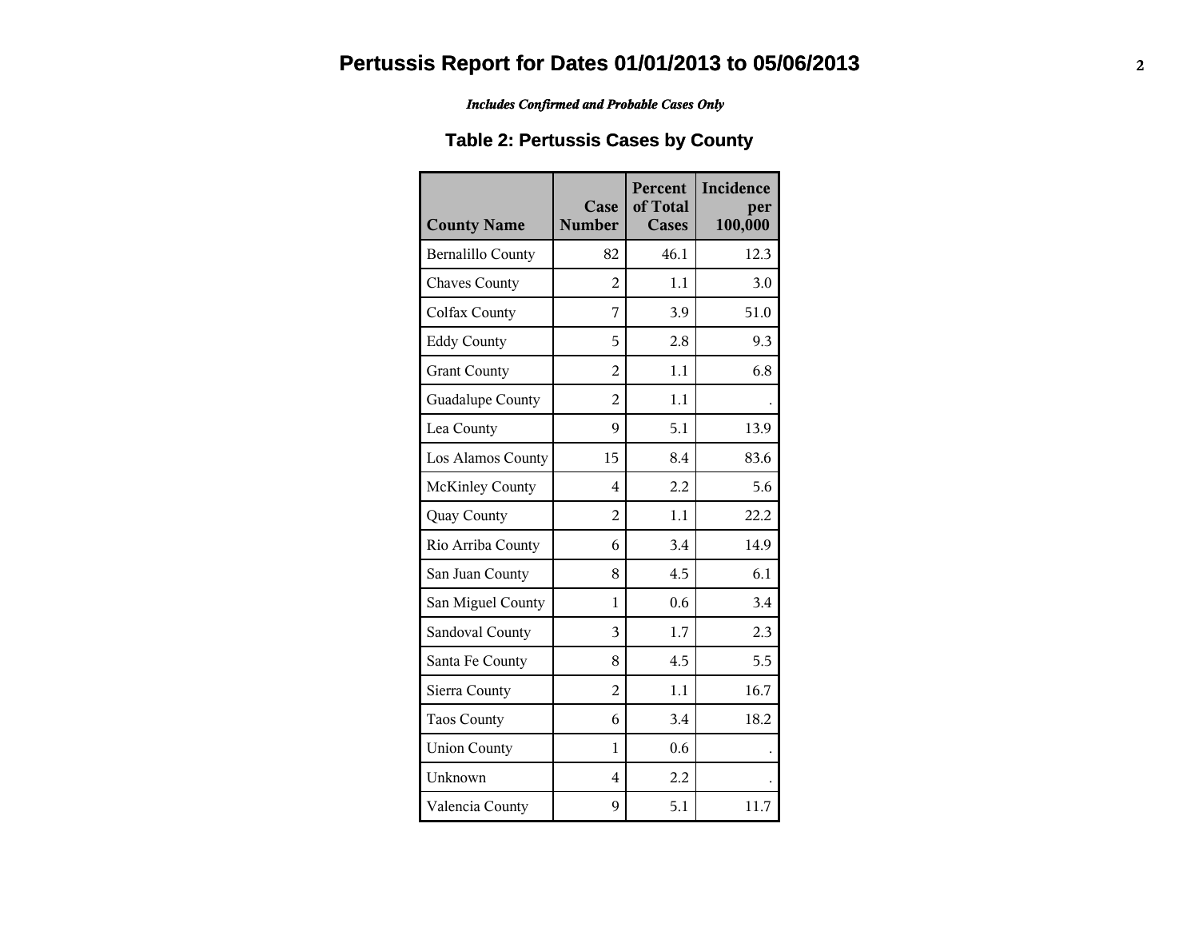# Pertussis Report for Dates 01/01/2013 to 05/06/2013

***Includes Confirmed and Probable Cases Only***

## Table 2: Pertussis Cases by County

| County Name | Case Number | Percent of Total Cases | Incidence per 100,000 |
|---|---|---|---|
| Bernalillo County | 82 | 46.1 | 12.3 |
| Chaves County | 2 | 1.1 | 3.0 |
| Colfax County | 7 | 3.9 | 51.0 |
| Eddy County | 5 | 2.8 | 9.3 |
| Grant County | 2 | 1.1 | 6.8 |
| Guadalupe County | 2 | 1.1 | . |
| Lea County | 9 | 5.1 | 13.9 |
| Los Alamos County | 15 | 8.4 | 83.6 |
| McKinley County | 4 | 2.2 | 5.6 |
| Quay County | 2 | 1.1 | 22.2 |
| Rio Arriba County | 6 | 3.4 | 14.9 |
| San Juan County | 8 | 4.5 | 6.1 |
| San Miguel County | 1 | 0.6 | 3.4 |
| Sandoval County | 3 | 1.7 | 2.3 |
| Santa Fe County | 8 | 4.5 | 5.5 |
| Sierra County | 2 | 1.1 | 16.7 |
| Taos County | 6 | 3.4 | 18.2 |
| Union County | 1 | 0.6 | . |
| Unknown | 4 | 2.2 | . |
| Valencia County | 9 | 5.1 | 11.7 |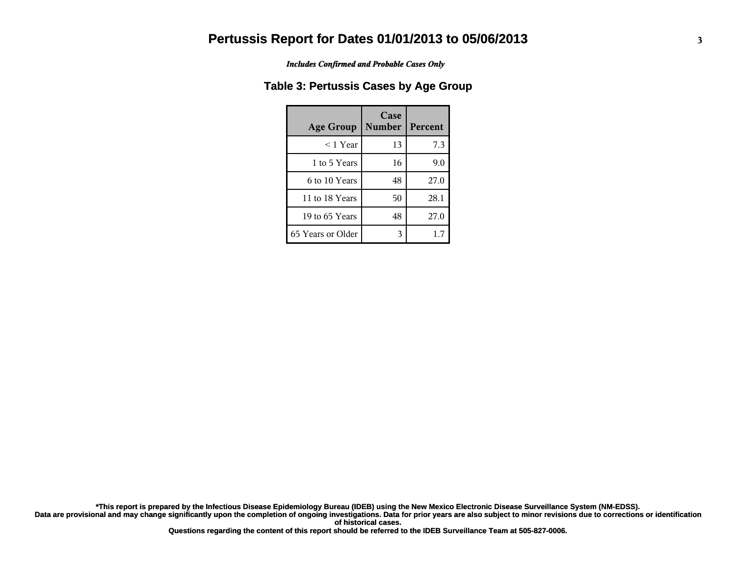# Pertussis Report for Dates 01/01/2013 to 05/06/2013

*Includes Confirmed and Probable Cases Only*

## Table 3: Pertussis Cases by Age Group

| Age Group | Case Number | Percent |
|---|---|---|
| < 1 Year | 13 | 7.3 |
| 1 to 5 Years | 16 | 9.0 |
| 6 to 10 Years | 48 | 27.0 |
| 11 to 18 Years | 50 | 28.1 |
| 19 to 65 Years | 48 | 27.0 |
| 65 Years or Older | 3 | 1.7 |

**\*This report is prepared by the Infectious Disease Epidemiology Bureau (IDEB) using the New Mexico Electronic Disease Surveillance System (NM-EDSS). Data are provisional and may change significantly upon the completion of ongoing investigations. Data for prior years are also subject to minor revisions due to corrections or identification of historical cases. Questions regarding the content of this report should be referred to the IDEB Surveillance Team at 505-827-0006.**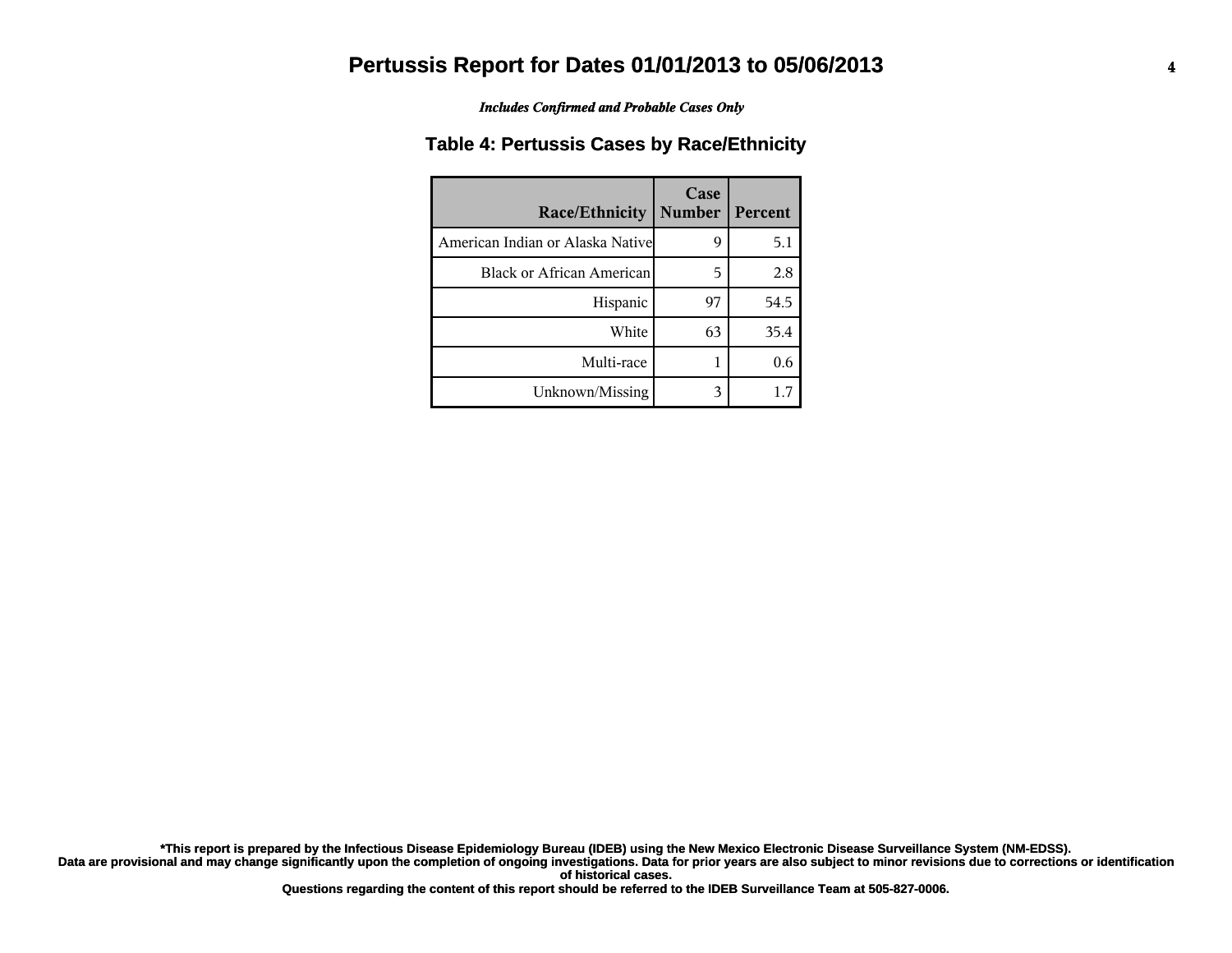# Pertussis Report for Dates 01/01/2013 to 05/06/2013

*Includes Confirmed and Probable Cases Only*

## Table 4: Pertussis Cases by Race/Ethnicity

| Race/Ethnicity | Case Number | Percent |
|---|---|---|
| American Indian or Alaska Native | 9 | 5.1 |
| Black or African American | 5 | 2.8 |
| Hispanic | 97 | 54.5 |
| White | 63 | 35.4 |
| Multi-race | 1 | 0.6 |
| Unknown/Missing | 3 | 1.7 |

**\*This report is prepared by the Infectious Disease Epidemiology Bureau (IDEB) using the New Mexico Electronic Disease Surveillance System (NM-EDSS). Data are provisional and may change significantly upon the completion of ongoing investigations. Data for prior years are also subject to minor revisions due to corrections or identification of historical cases.**

**Questions regarding the content of this report should be referred to the IDEB Surveillance Team at 505-827-0006.**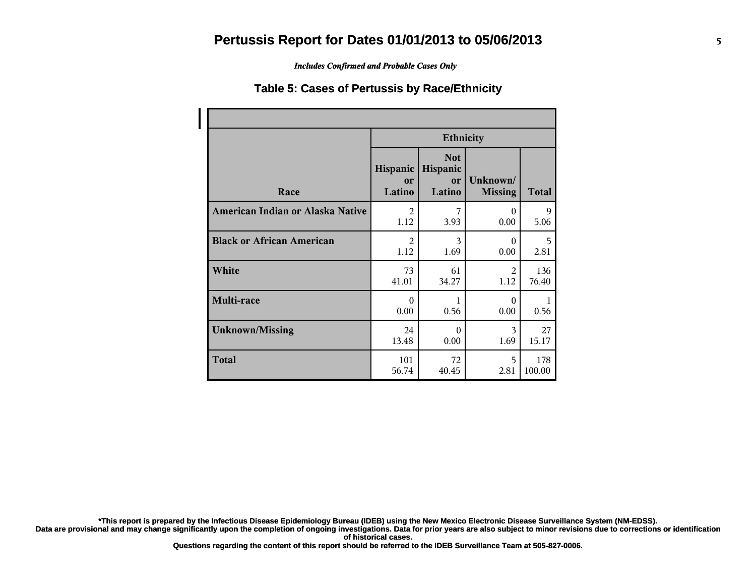# Pertussis Report for Dates 01/01/2013 to 05/06/2013

*Includes Confirmed and Probable Cases Only*

## Table 5: Cases of Pertussis by Race/Ethnicity

| Race | Ethnicity | | | |
|---|---|---|---|---|
| | Hispanic or Latino | Not Hispanic or Latino | Unknown/ Missing | Total |
| **American Indian or Alaska Native** | 2<br>1.12 | 7<br>3.93 | 0<br>0.00 | 9<br>5.06 |
| **Black or African American** | 2<br>1.12 | 3<br>1.69 | 0<br>0.00 | 5<br>2.81 |
| **White** | 73<br>41.01 | 61<br>34.27 | 2<br>1.12 | 136<br>76.40 |
| **Multi-race** | 0<br>0.00 | 1<br>0.56 | 0<br>0.00 | 1<br>0.56 |
| **Unknown/Missing** | 24<br>13.48 | 0<br>0.00 | 3<br>1.69 | 27<br>15.17 |
| **Total** | 101<br>56.74 | 72<br>40.45 | 5<br>2.81 | 178<br>100.00 |

**\*This report is prepared by the Infectious Disease Epidemiology Bureau (IDEB) using the New Mexico Electronic Disease Surveillance System (NM-EDSS).**
**Data are provisional and may change significantly upon the completion of ongoing investigations. Data for prior years are also subject to minor revisions due to corrections or identification of historical cases.**
**Questions regarding the content of this report should be referred to the IDEB Surveillance Team at 505-827-0006.**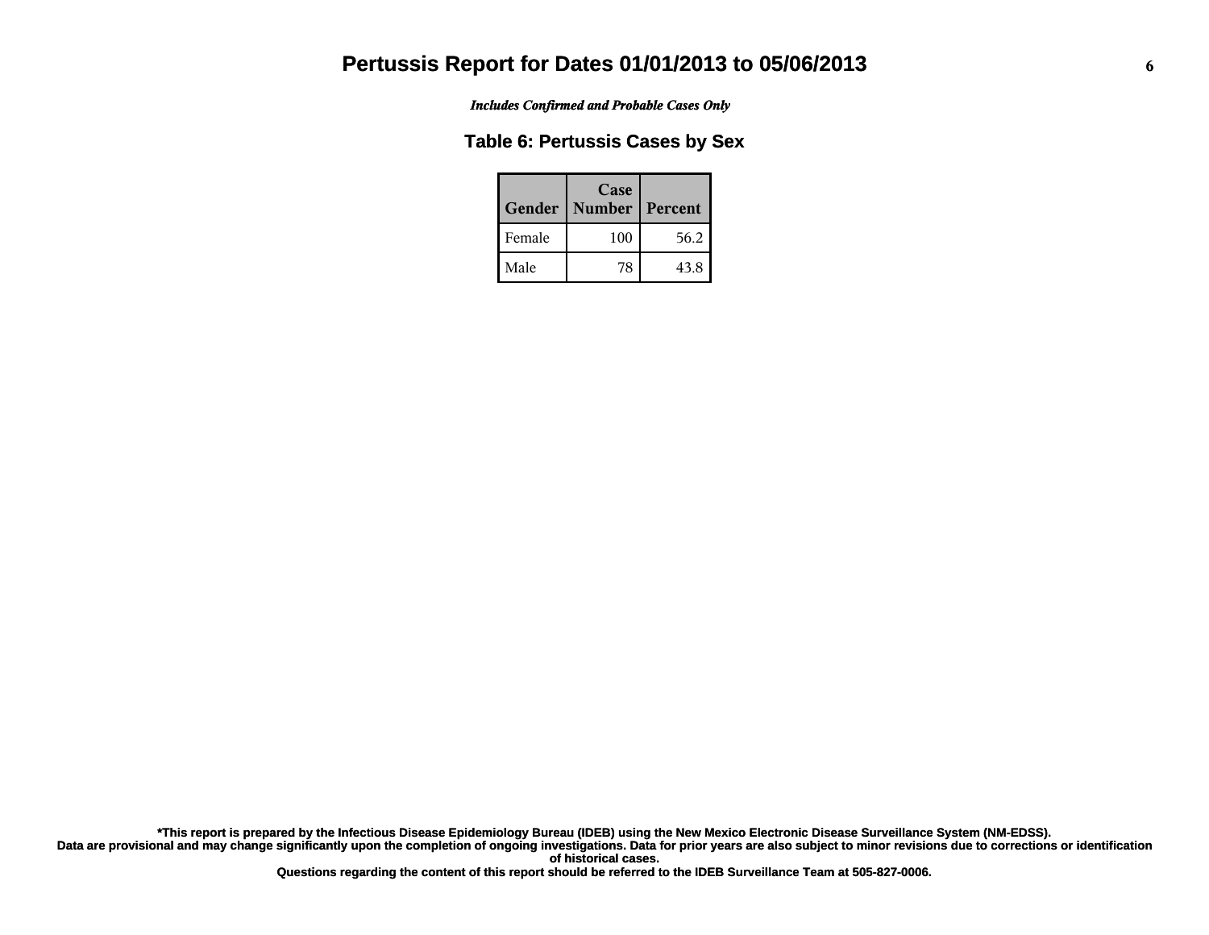# Pertussis Report for Dates 01/01/2013 to 05/06/2013

*Includes Confirmed and Probable Cases Only*

## Table 6: Pertussis Cases by Sex

| Gender | Case Number | Percent |
|---|---|---|
| Female | 100 | 56.2 |
| Male | 78 | 43.8 |

**\*This report is prepared by the Infectious Disease Epidemiology Bureau (IDEB) using the New Mexico Electronic Disease Surveillance System (NM-EDSS). Data are provisional and may change significantly upon the completion of ongoing investigations. Data for prior years are also subject to minor revisions due to corrections or identification of historical cases.**

**Questions regarding the content of this report should be referred to the IDEB Surveillance Team at 505-827-0006.**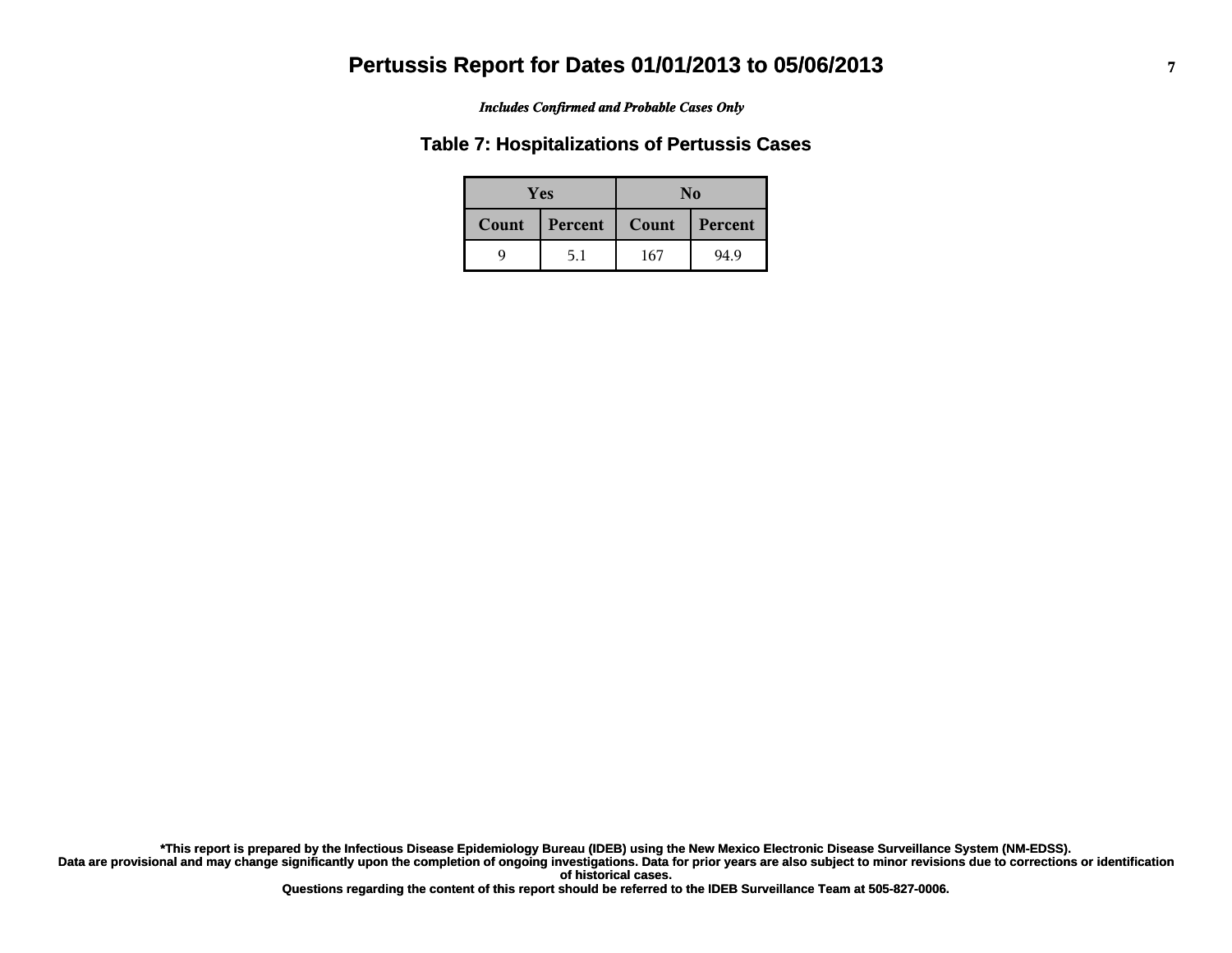# Pertussis Report for Dates 01/01/2013 to 05/06/2013

***Includes Confirmed and Probable Cases Only***

## Table 7: Hospitalizations of Pertussis Cases

| Yes | | No | |
|---|---|---|---|
| **Count** | **Percent** | **Count** | **Percent** |
| 9 | 5.1 | 167 | 94.9 |

**\*This report is prepared by the Infectious Disease Epidemiology Bureau (IDEB) using the New Mexico Electronic Disease Surveillance System (NM-EDSS).**
**Data are provisional and may change significantly upon the completion of ongoing investigations. Data for prior years are also subject to minor revisions due to corrections or identification of historical cases.**
**Questions regarding the content of this report should be referred to the IDEB Surveillance Team at 505-827-0006.**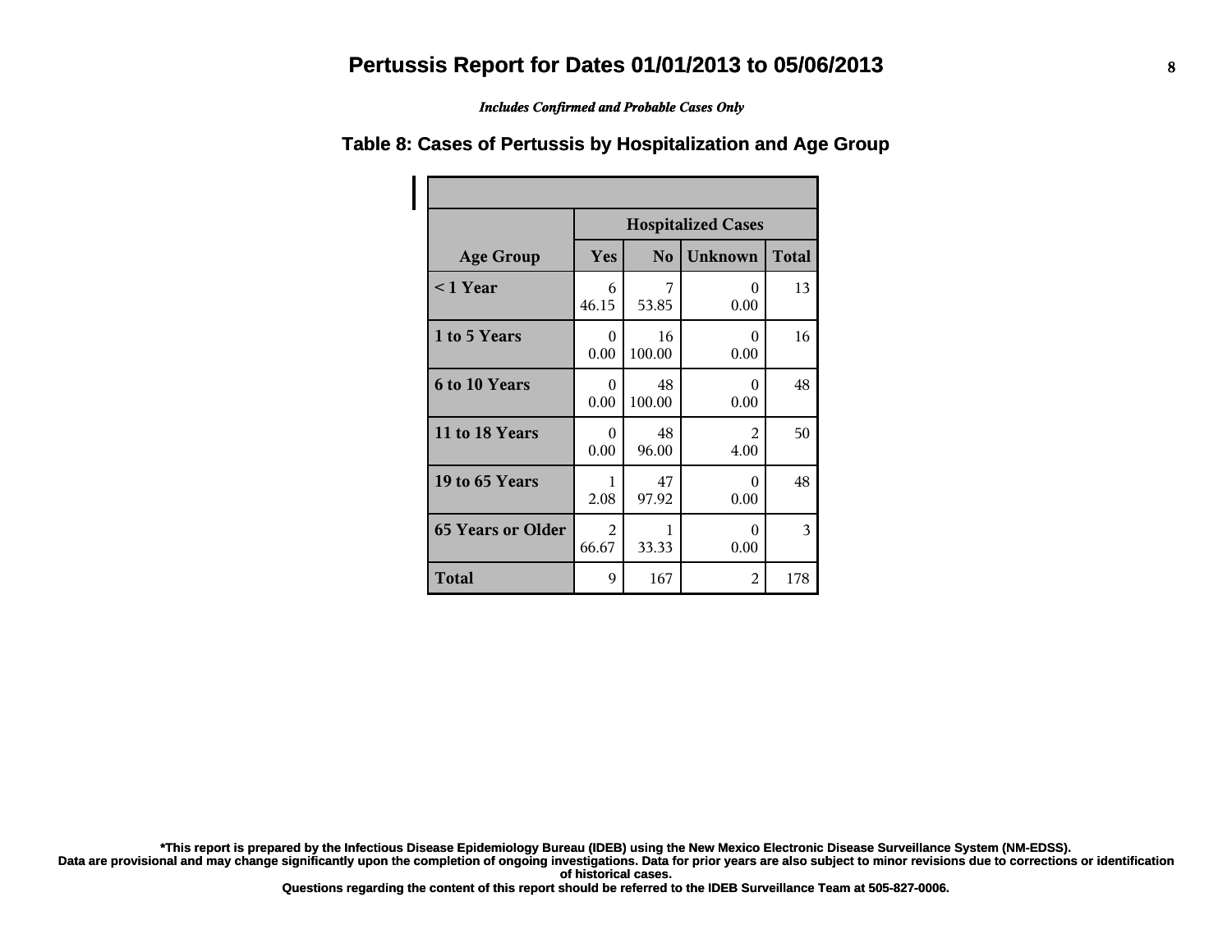# Pertussis Report for Dates 01/01/2013 to 05/06/2013

*Includes Confirmed and Probable Cases Only*

## Table 8: Cases of Pertussis by Hospitalization and Age Group

| | Hospitalized Cases | | | |
|---|---|---|---|---|
| **Age Group** | **Yes** | **No** | **Unknown** | **Total** |
| **< 1 Year** | 6<br>46.15 | 7<br>53.85 | 0<br>0.00 | 13 |
| **1 to 5 Years** | 0<br>0.00 | 16<br>100.00 | 0<br>0.00 | 16 |
| **6 to 10 Years** | 0<br>0.00 | 48<br>100.00 | 0<br>0.00 | 48 |
| **11 to 18 Years** | 0<br>0.00 | 48<br>96.00 | 2<br>4.00 | 50 |
| **19 to 65 Years** | 1<br>2.08 | 47<br>97.92 | 0<br>0.00 | 48 |
| **65 Years or Older** | 2<br>66.67 | 1<br>33.33 | 0<br>0.00 | 3 |
| **Total** | 9 | 167 | 2 | 178 |

**\*This report is prepared by the Infectious Disease Epidemiology Bureau (IDEB) using the New Mexico Electronic Disease Surveillance System (NM-EDSS). Data are provisional and may change significantly upon the completion of ongoing investigations. Data for prior years are also subject to minor revisions due to corrections or identification of historical cases. Questions regarding the content of this report should be referred to the IDEB Surveillance Team at 505-827-0006.**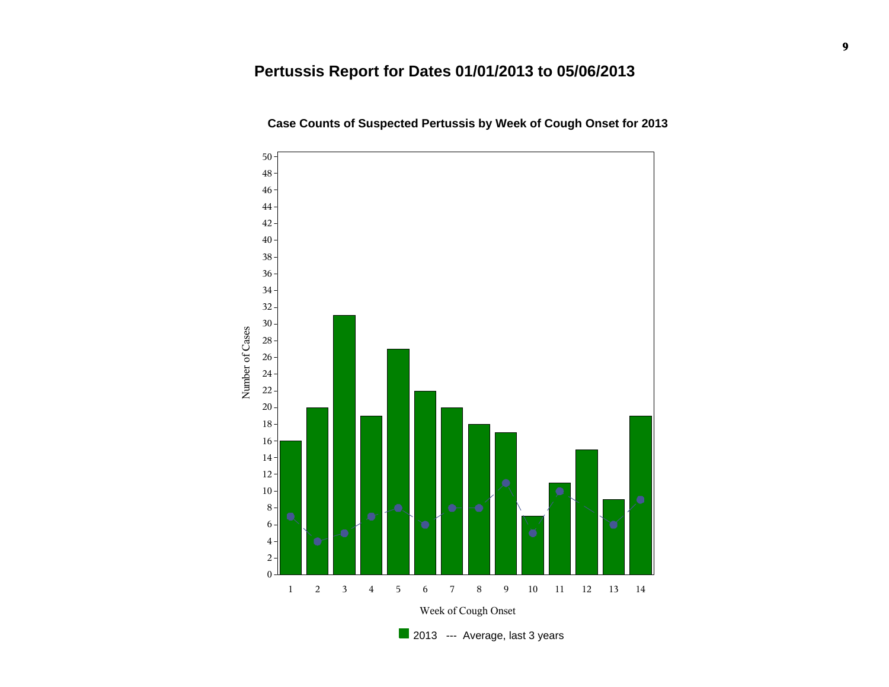# Pertussis Report for Dates 01/01/2013 to 05/06/2013

**Case Counts of Suspected Pertussis by Week of Cough Onset for 2013**

Number of Cases

50
48
46
44
42
40
38
36
34
32
30
28
26
24
22
20
18
16
14
12
10
8
6
4
2
0

1 2 3 4 5 6 7 8 9 10 11 12 13 14

Week of Cough Onset

2013 --- Average, last 3 years